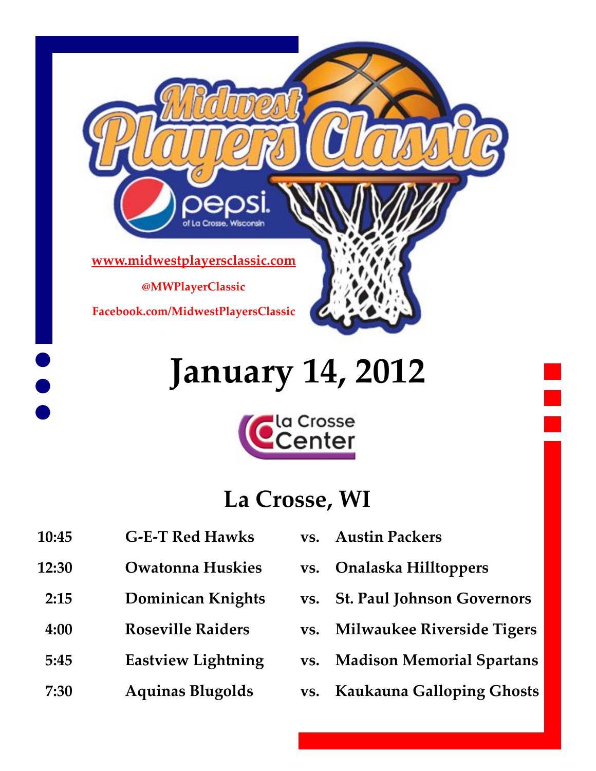# Midwest Players Classic

pepsi of La Crosse, Wisconsin

www.midwestplayersclassic.com

@MWPlayerClassic

Facebook.com/MidwestPlayersClassic

# January 14, 2012

la Crosse Center

## La Crosse, WI

| | | | |
|---|---|---|---|
| 10:45 | G-E-T Red Hawks | vs. | Austin Packers |
| 12:30 | Owatonna Huskies | vs. | Onalaska Hilltoppers |
| 2:15 | Dominican Knights | vs. | St. Paul Johnson Governors |
| 4:00 | Roseville Raiders | vs. | Milwaukee Riverside Tigers |
| 5:45 | Eastview Lightning | vs. | Madison Memorial Spartans |
| 7:30 | Aquinas Blugolds | vs. | Kaukauna Galloping Ghosts |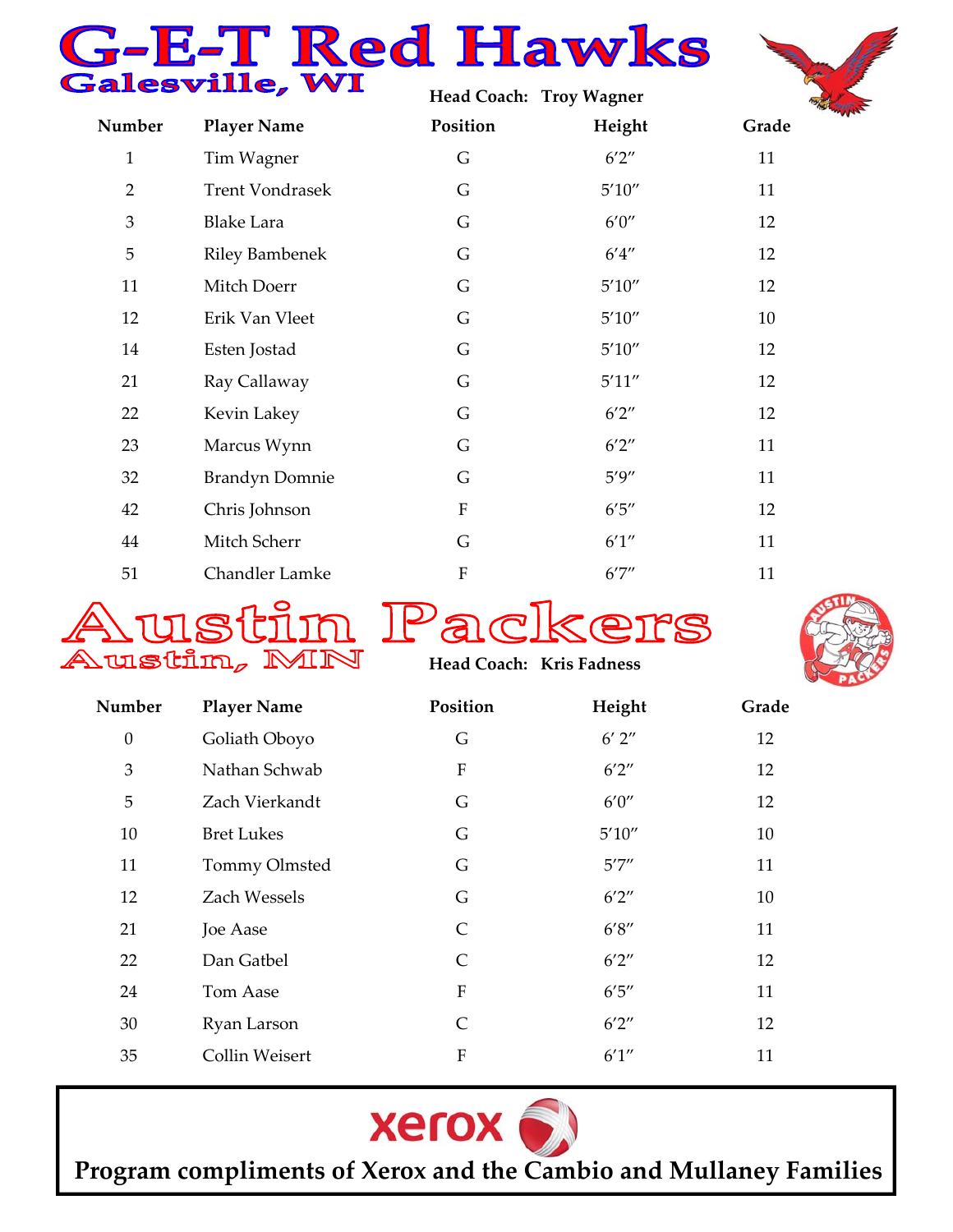# G-E-T Red Hawks

## Galesville, WI

**Head Coach: Troy Wagner**

| Number | Player Name | Position | Height | Grade |
|---|---|---|---|---|
| 1 | Tim Wagner | G | 6′2″ | 11 |
| 2 | Trent Vondrasek | G | 5′10″ | 11 |
| 3 | Blake Lara | G | 6′0″ | 12 |
| 5 | Riley Bambenek | G | 6′4″ | 12 |
| 11 | Mitch Doerr | G | 5′10″ | 12 |
| 12 | Erik Van Vleet | G | 5′10″ | 10 |
| 14 | Esten Jostad | G | 5′10″ | 12 |
| 21 | Ray Callaway | G | 5′11″ | 12 |
| 22 | Kevin Lakey | G | 6′2″ | 12 |
| 23 | Marcus Wynn | G | 6′2″ | 11 |
| 32 | Brandyn Domnie | G | 5′9″ | 11 |
| 42 | Chris Johnson | F | 6′5″ | 12 |
| 44 | Mitch Scherr | G | 6′1″ | 11 |
| 51 | Chandler Lamke | F | 6′7″ | 11 |

# Austin Packers

## Austin, MN

**Head Coach: Kris Fadness**

| Number | Player Name | Position | Height | Grade |
|---|---|---|---|---|
| 0 | Goliath Oboyo | G | 6′ 2″ | 12 |
| 3 | Nathan Schwab | F | 6′2″ | 12 |
| 5 | Zach Vierkandt | G | 6′0″ | 12 |
| 10 | Bret Lukes | G | 5′10″ | 10 |
| 11 | Tommy Olmsted | G | 5′7″ | 11 |
| 12 | Zach Wessels | G | 6′2″ | 10 |
| 21 | Joe Aase | C | 6′8″ | 11 |
| 22 | Dan Gatbel | C | 6′2″ | 12 |
| 24 | Tom Aase | F | 6′5″ | 11 |
| 30 | Ryan Larson | C | 6′2″ | 12 |
| 35 | Collin Weisert | F | 6′1″ | 11 |

xerox

**Program compliments of Xerox and the Cambio and Mullaney Families**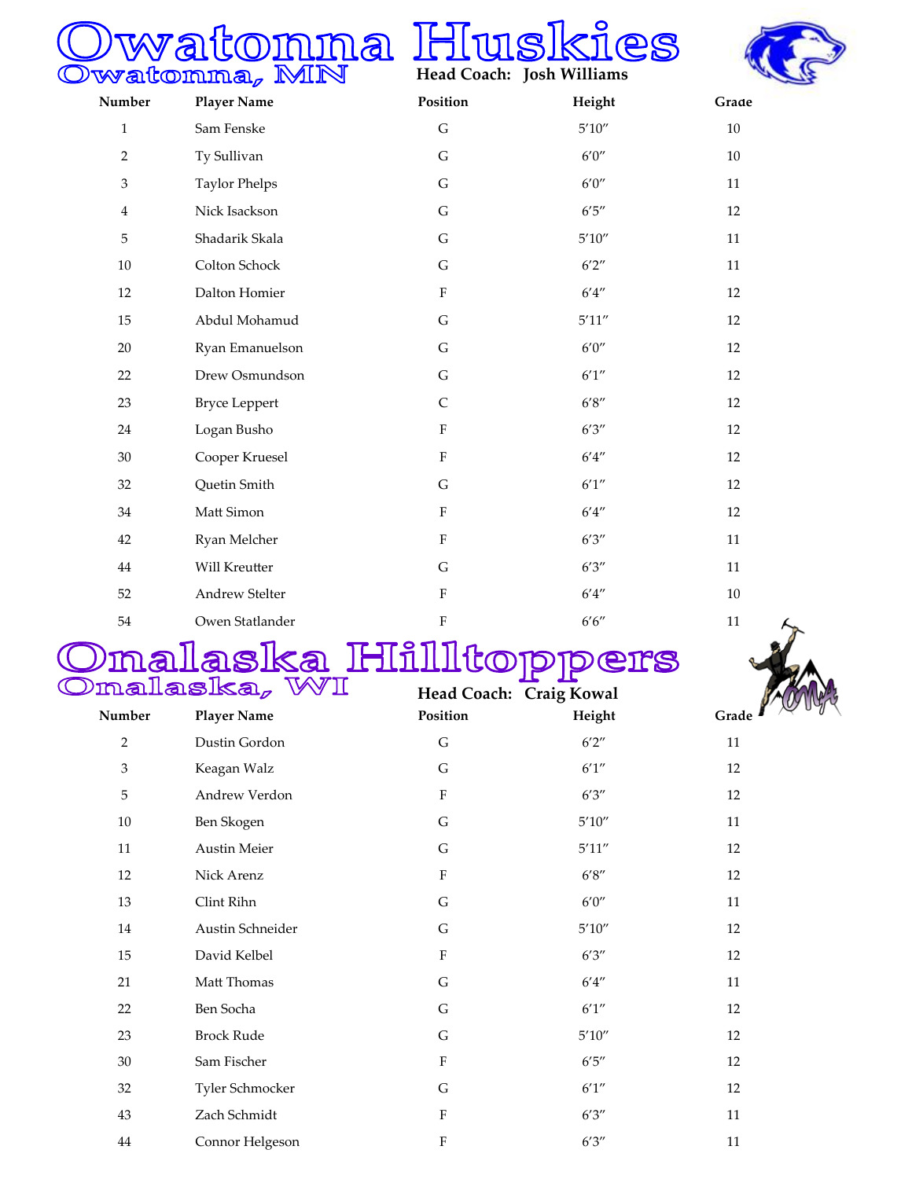# Owatonna Huskies

## Owatonna, MN

**Head Coach: Josh Williams**

| Number | Player Name | Position | Height | Grade |
|---|---|---|---|---|
| 1 | Sam Fenske | G | 5′10″ | 10 |
| 2 | Ty Sullivan | G | 6′0″ | 10 |
| 3 | Taylor Phelps | G | 6′0″ | 11 |
| 4 | Nick Isackson | G | 6′5″ | 12 |
| 5 | Shadarik Skala | G | 5′10″ | 11 |
| 10 | Colton Schock | G | 6′2″ | 11 |
| 12 | Dalton Homier | F | 6′4″ | 12 |
| 15 | Abdul Mohamud | G | 5′11″ | 12 |
| 20 | Ryan Emanuelson | G | 6′0″ | 12 |
| 22 | Drew Osmundson | G | 6′1″ | 12 |
| 23 | Bryce Leppert | C | 6′8″ | 12 |
| 24 | Logan Busho | F | 6′3″ | 12 |
| 30 | Cooper Kruesel | F | 6′4″ | 12 |
| 32 | Quetin Smith | G | 6′1″ | 12 |
| 34 | Matt Simon | F | 6′4″ | 12 |
| 42 | Ryan Melcher | F | 6′3″ | 11 |
| 44 | Will Kreutter | G | 6′3″ | 11 |
| 52 | Andrew Stelter | F | 6′4″ | 10 |
| 54 | Owen Statlander | F | 6′6″ | 11 |

# Onalaska Hilltoppers

## Onalaska, WI

**Head Coach: Craig Kowal**

| Number | Player Name | Position | Height | Grade |
|---|---|---|---|---|
| 2 | Dustin Gordon | G | 6′2″ | 11 |
| 3 | Keagan Walz | G | 6′1″ | 12 |
| 5 | Andrew Verdon | F | 6′3″ | 12 |
| 10 | Ben Skogen | G | 5′10″ | 11 |
| 11 | Austin Meier | G | 5′11″ | 12 |
| 12 | Nick Arenz | F | 6′8″ | 12 |
| 13 | Clint Rihn | G | 6′0″ | 11 |
| 14 | Austin Schneider | G | 5′10″ | 12 |
| 15 | David Kelbel | F | 6′3″ | 12 |
| 21 | Matt Thomas | G | 6′4″ | 11 |
| 22 | Ben Socha | G | 6′1″ | 12 |
| 23 | Brock Rude | G | 5′10″ | 12 |
| 30 | Sam Fischer | F | 6′5″ | 12 |
| 32 | Tyler Schmocker | G | 6′1″ | 12 |
| 43 | Zach Schmidt | F | 6′3″ | 11 |
| 44 | Connor Helgeson | F | 6′3″ | 11 |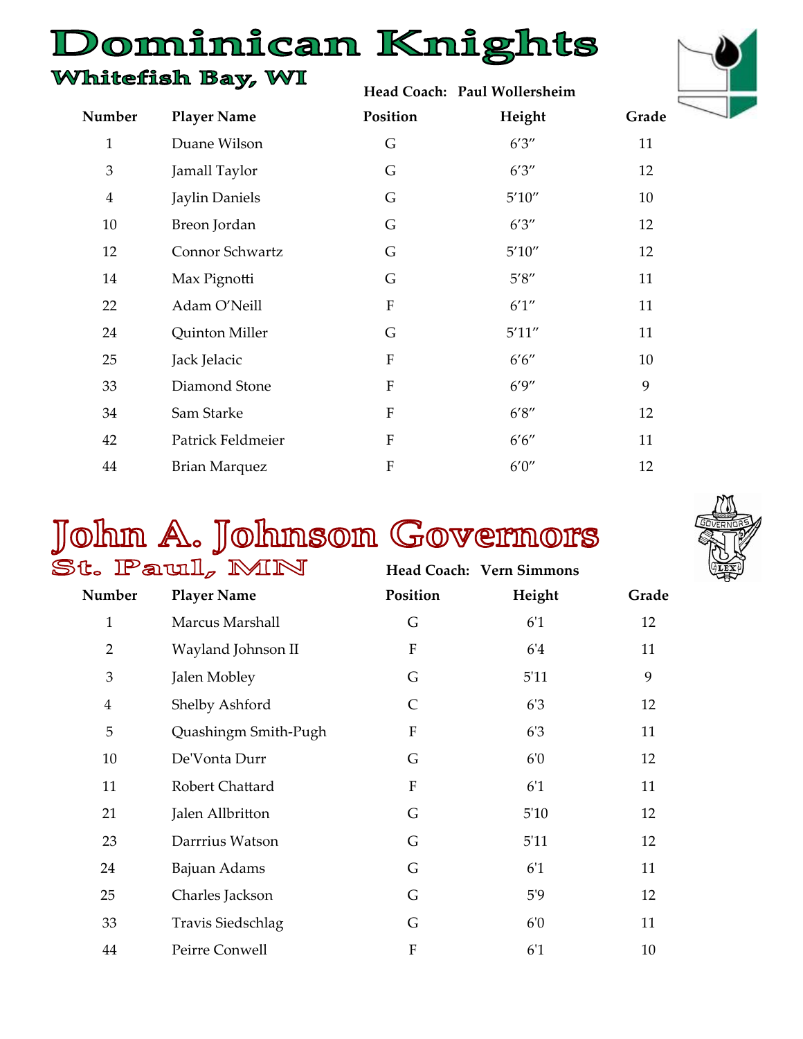# Dominican Knights

## Whitefish Bay, WI

**Head Coach: Paul Wollersheim**

| Number | Player Name | Position | Height | Grade |
|---|---|---|---|---|
| 1 | Duane Wilson | G | 6′3″ | 11 |
| 3 | Jamall Taylor | G | 6′3″ | 12 |
| 4 | Jaylin Daniels | G | 5′10″ | 10 |
| 10 | Breon Jordan | G | 6′3″ | 12 |
| 12 | Connor Schwartz | G | 5′10″ | 12 |
| 14 | Max Pignotti | G | 5′8″ | 11 |
| 22 | Adam O'Neill | F | 6′1″ | 11 |
| 24 | Quinton Miller | G | 5′11″ | 11 |
| 25 | Jack Jelacic | F | 6′6″ | 10 |
| 33 | Diamond Stone | F | 6′9″ | 9 |
| 34 | Sam Starke | F | 6′8″ | 12 |
| 42 | Patrick Feldmeier | F | 6′6″ | 11 |
| 44 | Brian Marquez | F | 6′0″ | 12 |

# John A. Johnson Governors

## St. Paul, MN

**Head Coach: Vern Simmons**

| Number | Player Name | Position | Height | Grade |
|---|---|---|---|---|
| 1 | Marcus Marshall | G | 6'1 | 12 |
| 2 | Wayland Johnson II | F | 6'4 | 11 |
| 3 | Jalen Mobley | G | 5'11 | 9 |
| 4 | Shelby Ashford | C | 6'3 | 12 |
| 5 | Quashingm Smith-Pugh | F | 6'3 | 11 |
| 10 | De'Vonta Durr | G | 6'0 | 12 |
| 11 | Robert Chattard | F | 6'1 | 11 |
| 21 | Jalen Allbritton | G | 5'10 | 12 |
| 23 | Darrrius Watson | G | 5'11 | 12 |
| 24 | Bajuan Adams | G | 6'1 | 11 |
| 25 | Charles Jackson | G | 5'9 | 12 |
| 33 | Travis Siedschlag | G | 6'0 | 11 |
| 44 | Peirre Conwell | F | 6'1 | 10 |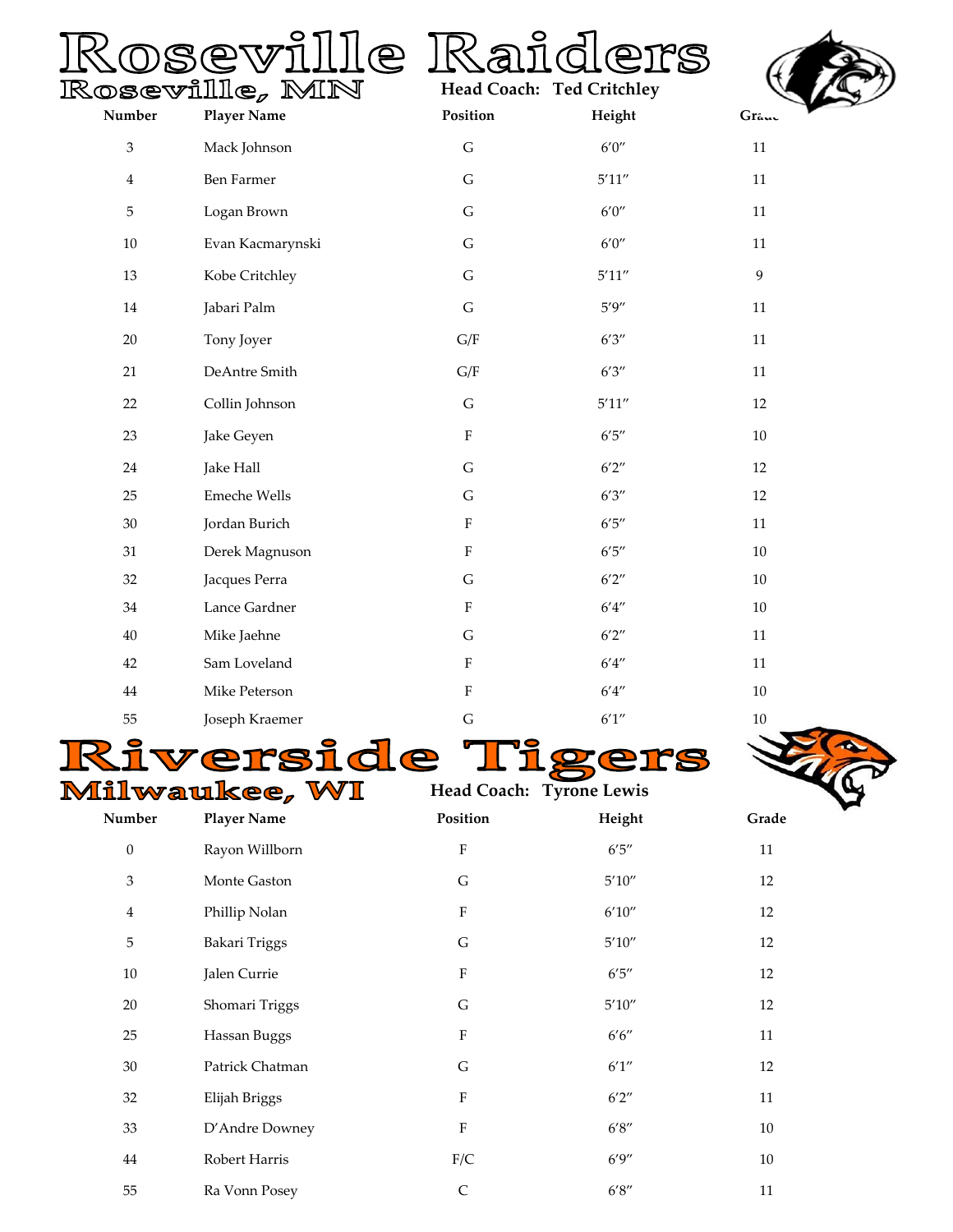# Roseville Raiders

## Roseville, MN

**Head Coach: Ted Critchley**

| Number | Player Name | Position | Height | Grade |
|---|---|---|---|---|
| 3 | Mack Johnson | G | 6′0″ | 11 |
| 4 | Ben Farmer | G | 5′11″ | 11 |
| 5 | Logan Brown | G | 6′0″ | 11 |
| 10 | Evan Kacmarynski | G | 6′0″ | 11 |
| 13 | Kobe Critchley | G | 5′11″ | 9 |
| 14 | Jabari Palm | G | 5′9″ | 11 |
| 20 | Tony Joyer | G/F | 6′3″ | 11 |
| 21 | DeAntre Smith | G/F | 6′3″ | 11 |
| 22 | Collin Johnson | G | 5′11″ | 12 |
| 23 | Jake Geyen | F | 6′5″ | 10 |
| 24 | Jake Hall | G | 6′2″ | 12 |
| 25 | Emeche Wells | G | 6′3″ | 12 |
| 30 | Jordan Burich | F | 6′5″ | 11 |
| 31 | Derek Magnuson | F | 6′5″ | 10 |
| 32 | Jacques Perra | G | 6′2″ | 10 |
| 34 | Lance Gardner | F | 6′4″ | 10 |
| 40 | Mike Jaehne | G | 6′2″ | 11 |
| 42 | Sam Loveland | F | 6′4″ | 11 |
| 44 | Mike Peterson | F | 6′4″ | 10 |
| 55 | Joseph Kraemer | G | 6′1″ | 10 |

# Riverside Tigers

## Milwaukee, WI

**Head Coach: Tyrone Lewis**

| Number | Player Name | Position | Height | Grade |
|---|---|---|---|---|
| 0 | Rayon Willborn | F | 6′5″ | 11 |
| 3 | Monte Gaston | G | 5′10″ | 12 |
| 4 | Phillip Nolan | F | 6′10″ | 12 |
| 5 | Bakari Triggs | G | 5′10″ | 12 |
| 10 | Jalen Currie | F | 6′5″ | 12 |
| 20 | Shomari Triggs | G | 5′10″ | 12 |
| 25 | Hassan Buggs | F | 6′6″ | 11 |
| 30 | Patrick Chatman | G | 6′1″ | 12 |
| 32 | Elijah Briggs | F | 6′2″ | 11 |
| 33 | D’Andre Downey | F | 6′8″ | 10 |
| 44 | Robert Harris | F/C | 6′9″ | 10 |
| 55 | Ra Vonn Posey | C | 6′8″ | 11 |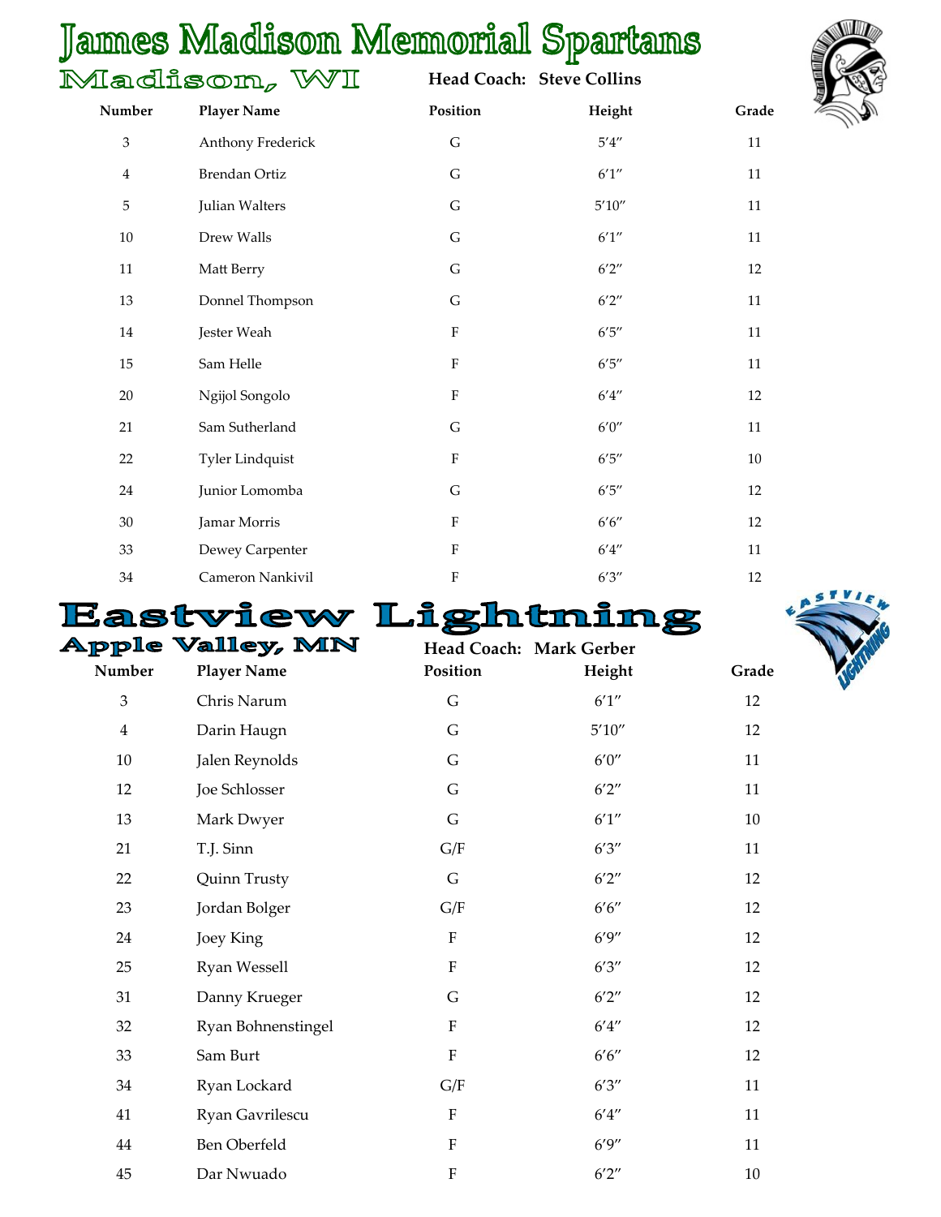# James Madison Memorial Spartans

## Madison, WI

**Head Coach: Steve Collins**

| Number | Player Name | Position | Height | Grade |
|---|---|---|---|---|
| 3 | Anthony Frederick | G | 5′4″ | 11 |
| 4 | Brendan Ortiz | G | 6′1″ | 11 |
| 5 | Julian Walters | G | 5′10″ | 11 |
| 10 | Drew Walls | G | 6′1″ | 11 |
| 11 | Matt Berry | G | 6′2″ | 12 |
| 13 | Donnel Thompson | G | 6′2″ | 11 |
| 14 | Jester Weah | F | 6′5″ | 11 |
| 15 | Sam Helle | F | 6′5″ | 11 |
| 20 | Ngijol Songolo | F | 6′4″ | 12 |
| 21 | Sam Sutherland | G | 6′0″ | 11 |
| 22 | Tyler Lindquist | F | 6′5″ | 10 |
| 24 | Junior Lomomba | G | 6′5″ | 12 |
| 30 | Jamar Morris | F | 6′6″ | 12 |
| 33 | Dewey Carpenter | F | 6′4″ | 11 |
| 34 | Cameron Nankivil | F | 6′3″ | 12 |

# Eastview Lightning

## Apple Valley, MN

**Head Coach: Mark Gerber**

| Number | Player Name | Position | Height | Grade |
|---|---|---|---|---|
| 3 | Chris Narum | G | 6′1″ | 12 |
| 4 | Darin Haugn | G | 5′10″ | 12 |
| 10 | Jalen Reynolds | G | 6′0″ | 11 |
| 12 | Joe Schlosser | G | 6′2″ | 11 |
| 13 | Mark Dwyer | G | 6′1″ | 10 |
| 21 | T.J. Sinn | G/F | 6′3″ | 11 |
| 22 | Quinn Trusty | G | 6′2″ | 12 |
| 23 | Jordan Bolger | G/F | 6′6″ | 12 |
| 24 | Joey King | F | 6′9″ | 12 |
| 25 | Ryan Wessell | F | 6′3″ | 12 |
| 31 | Danny Krueger | G | 6′2″ | 12 |
| 32 | Ryan Bohnenstingel | F | 6′4″ | 12 |
| 33 | Sam Burt | F | 6′6″ | 12 |
| 34 | Ryan Lockard | G/F | 6′3″ | 11 |
| 41 | Ryan Gavrilescu | F | 6′4″ | 11 |
| 44 | Ben Oberfeld | F | 6′9″ | 11 |
| 45 | Dar Nwuado | F | 6′2″ | 10 |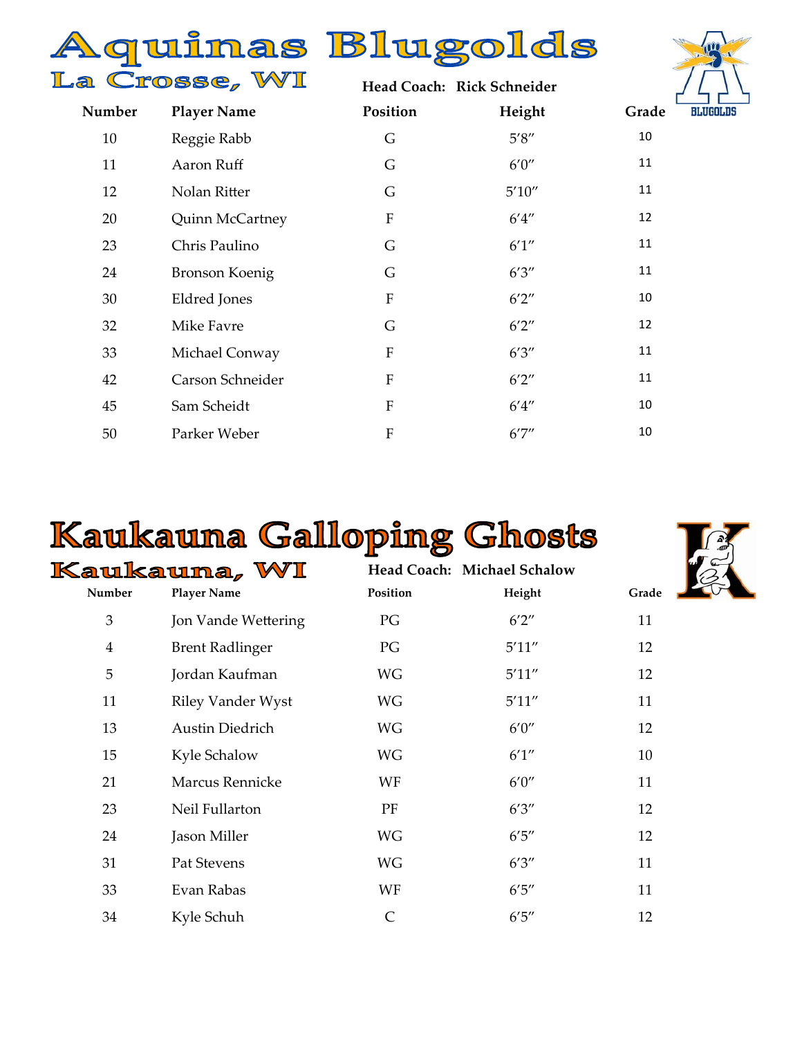# Aquinas Blugolds

## La Crosse, WI

**Head Coach: Rick Schneider**

| Number | Player Name | Position | Height | Grade |
|---|---|---|---|---|
| 10 | Reggie Rabb | G | 5′8″ | 10 |
| 11 | Aaron Ruff | G | 6′0″ | 11 |
| 12 | Nolan Ritter | G | 5′10″ | 11 |
| 20 | Quinn McCartney | F | 6′4″ | 12 |
| 23 | Chris Paulino | G | 6′1″ | 11 |
| 24 | Bronson Koenig | G | 6′3″ | 11 |
| 30 | Eldred Jones | F | 6′2″ | 10 |
| 32 | Mike Favre | G | 6′2″ | 12 |
| 33 | Michael Conway | F | 6′3″ | 11 |
| 42 | Carson Schneider | F | 6′2″ | 11 |
| 45 | Sam Scheidt | F | 6′4″ | 10 |
| 50 | Parker Weber | F | 6′7″ | 10 |

# Kaukauna Galloping Ghosts

## Kaukauna, WI

**Head Coach: Michael Schalow**

| Number | Player Name | Position | Height | Grade |
|---|---|---|---|---|
| 3 | Jon Vande Wettering | PG | 6′2″ | 11 |
| 4 | Brent Radlinger | PG | 5′11″ | 12 |
| 5 | Jordan Kaufman | WG | 5′11″ | 12 |
| 11 | Riley Vander Wyst | WG | 5′11″ | 11 |
| 13 | Austin Diedrich | WG | 6′0″ | 12 |
| 15 | Kyle Schalow | WG | 6′1″ | 10 |
| 21 | Marcus Rennicke | WF | 6′0″ | 11 |
| 23 | Neil Fullarton | PF | 6′3″ | 12 |
| 24 | Jason Miller | WG | 6′5″ | 12 |
| 31 | Pat Stevens | WG | 6′3″ | 11 |
| 33 | Evan Rabas | WF | 6′5″ | 11 |
| 34 | Kyle Schuh | C | 6′5″ | 12 |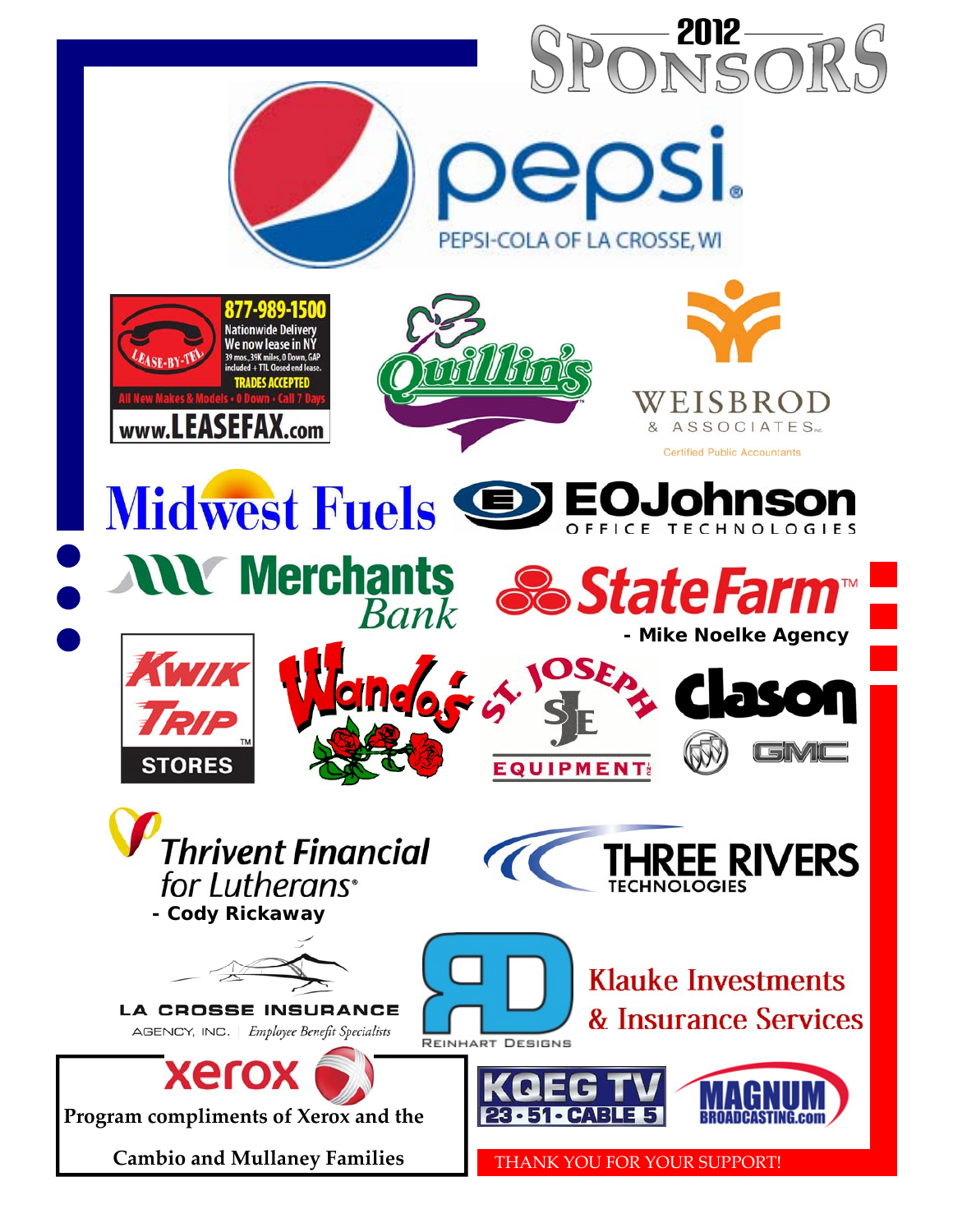# 2012 SPONSORS

PEPSI-COLA OF LA CROSSE, WI

877-989-1500
Nationwide Delivery
We now lease in NY
39 mos.,39K miles, 0 Down, GAP included + TTL Closed end lease.
TRADES ACCEPTED
All New Makes & Models • 0 Down • Call 7 Days
www.LEASEFAX.com

Quillin's

WEISBROD & ASSOCIATES
Certified Public Accountants

Midwest Fuels

EOJohnson OFFICE TECHNOLOGIES

Merchants Bank

State Farm
- Mike Noelke Agency

Kwik Trip STORES

Wando's

ST. JOSEPH EQUIPMENT

Clason

Thrivent Financial for Lutherans
- Cody Rickaway

THREE RIVERS TECHNOLOGIES

LA CROSSE INSURANCE AGENCY, INC. | Employee Benefit Specialists

REINHART DESIGNS

Klauke Investments & Insurance Services

xerox

Program compliments of Xerox and the Cambio and Mullaney Families

KQEG TV 23 • 51 • CABLE 5

MAGNUM BROADCASTING.com

THANK YOU FOR YOUR SUPPORT!